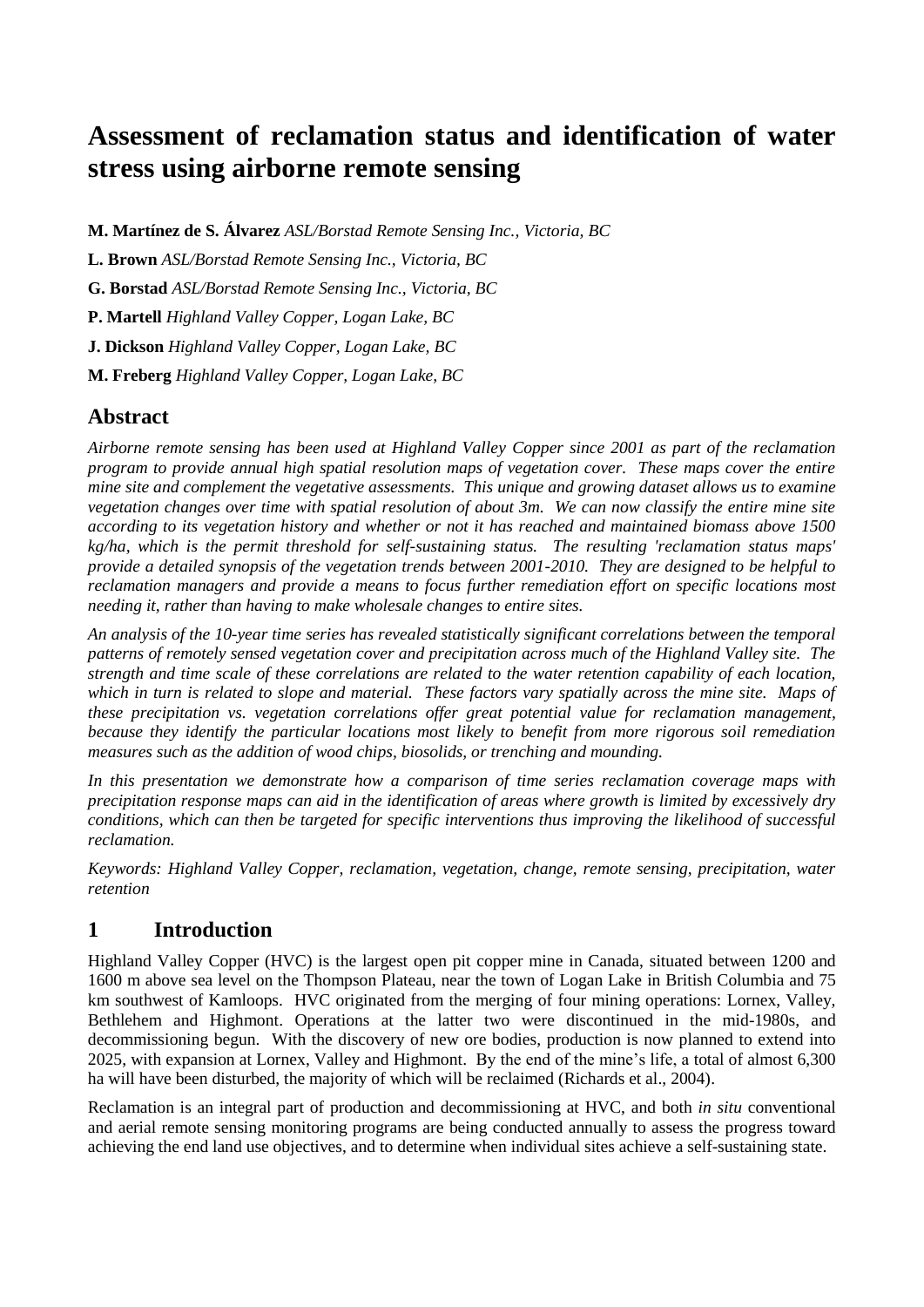# Assessment of reclamation status and identification of water stress using airborne remote sensing

**M. Martínez de S. Álvarez** *ASL/Borstad Remote Sensing Inc., Victoria, BC*

**L. Brown** *ASL/Borstad Remote Sensing Inc., Victoria, BC*

**G. Borstad** *ASL/Borstad Remote Sensing Inc., Victoria, BC*

**P. Martell** *Highland Valley Copper, Logan Lake, BC*

**J. Dickson** *Highland Valley Copper, Logan Lake, BC*

**M. Freberg** *Highland Valley Copper, Logan Lake, BC*

## Abstract

*Airborne remote sensing has been used at Highland Valley Copper since 2001 as part of the reclamation program to provide annual high spatial resolution maps of vegetation cover. These maps cover the entire mine site and complement the vegetative assessments. This unique and growing dataset allows us to examine vegetation changes over time with spatial resolution of about 3m. We can now classify the entire mine site according to its vegetation history and whether or not it has reached and maintained biomass above 1500 kg/ha, which is the permit threshold for self-sustaining status. The resulting 'reclamation status maps' provide a detailed synopsis of the vegetation trends between 2001-2010. They are designed to be helpful to reclamation managers and provide a means to focus further remediation effort on specific locations most needing it, rather than having to make wholesale changes to entire sites.*

*An analysis of the 10-year time series has revealed statistically significant correlations between the temporal patterns of remotely sensed vegetation cover and precipitation across much of the Highland Valley site. The strength and time scale of these correlations are related to the water retention capability of each location, which in turn is related to slope and material. These factors vary spatially across the mine site. Maps of these precipitation vs. vegetation correlations offer great potential value for reclamation management, because they identify the particular locations most likely to benefit from more rigorous soil remediation measures such as the addition of wood chips, biosolids, or trenching and mounding.*

*In this presentation we demonstrate how a comparison of time series reclamation coverage maps with precipitation response maps can aid in the identification of areas where growth is limited by excessively dry conditions, which can then be targeted for specific interventions thus improving the likelihood of successful reclamation.*

*Keywords: Highland Valley Copper, reclamation, vegetation, change, remote sensing, precipitation, water retention*

## 1 Introduction

Highland Valley Copper (HVC) is the largest open pit copper mine in Canada, situated between 1200 and 1600 m above sea level on the Thompson Plateau, near the town of Logan Lake in British Columbia and 75 km southwest of Kamloops. HVC originated from the merging of four mining operations: Lornex, Valley, Bethlehem and Highmont. Operations at the latter two were discontinued in the mid-1980s, and decommissioning begun. With the discovery of new ore bodies, production is now planned to extend into 2025, with expansion at Lornex, Valley and Highmont. By the end of the mine's life, a total of almost 6,300 ha will have been disturbed, the majority of which will be reclaimed (Richards et al., 2004).

Reclamation is an integral part of production and decommissioning at HVC, and both *in situ* conventional and aerial remote sensing monitoring programs are being conducted annually to assess the progress toward achieving the end land use objectives, and to determine when individual sites achieve a self-sustaining state.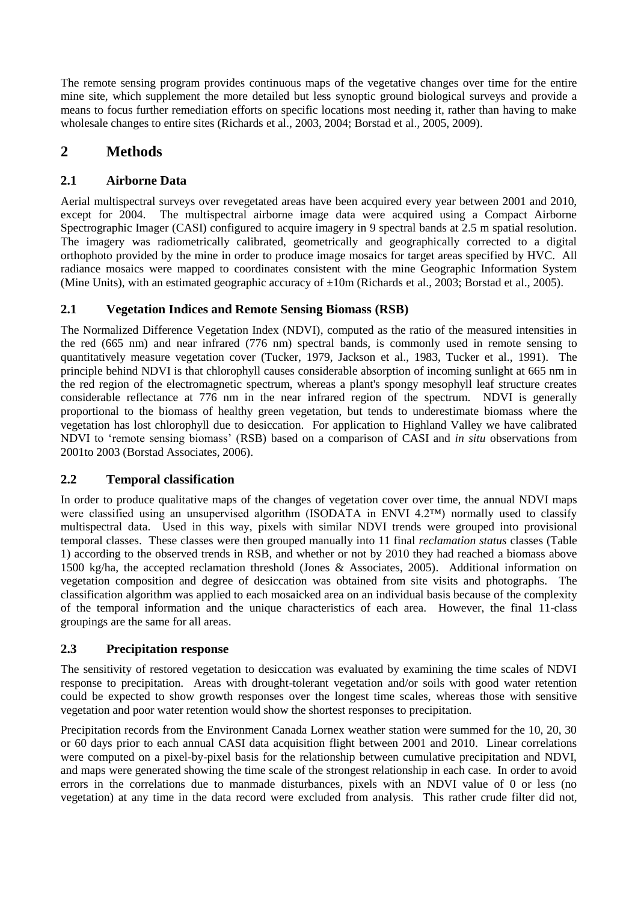The remote sensing program provides continuous maps of the vegetative changes over time for the entire mine site, which supplement the more detailed but less synoptic ground biological surveys and provide a means to focus further remediation efforts on specific locations most needing it, rather than having to make wholesale changes to entire sites (Richards et al., 2003, 2004; Borstad et al., 2005, 2009).

# 2 Methods

## 2.1 Airborne Data

Aerial multispectral surveys over revegetated areas have been acquired every year between 2001 and 2010, except for 2004. The multispectral airborne image data were acquired using a Compact Airborne Spectrographic Imager (CASI) configured to acquire imagery in 9 spectral bands at 2.5 m spatial resolution. The imagery was radiometrically calibrated, geometrically and geographically corrected to a digital orthophoto provided by the mine in order to produce image mosaics for target areas specified by HVC. All radiance mosaics were mapped to coordinates consistent with the mine Geographic Information System (Mine Units), with an estimated geographic accuracy of ±10m (Richards et al., 2003; Borstad et al., 2005).

## 2.1 Vegetation Indices and Remote Sensing Biomass (RSB)

The Normalized Difference Vegetation Index (NDVI), computed as the ratio of the measured intensities in the red (665 nm) and near infrared (776 nm) spectral bands, is commonly used in remote sensing to quantitatively measure vegetation cover (Tucker, 1979, Jackson et al., 1983, Tucker et al., 1991). The principle behind NDVI is that chlorophyll causes considerable absorption of incoming sunlight at 665 nm in the red region of the electromagnetic spectrum, whereas a plant's spongy mesophyll leaf structure creates considerable reflectance at 776 nm in the near infrared region of the spectrum. NDVI is generally proportional to the biomass of healthy green vegetation, but tends to underestimate biomass where the vegetation has lost chlorophyll due to desiccation. For application to Highland Valley we have calibrated NDVI to 'remote sensing biomass' (RSB) based on a comparison of CASI and *in situ* observations from 2001to 2003 (Borstad Associates, 2006).

## 2.2 Temporal classification

In order to produce qualitative maps of the changes of vegetation cover over time, the annual NDVI maps were classified using an unsupervised algorithm (ISODATA in ENVI 4.2™) normally used to classify multispectral data. Used in this way, pixels with similar NDVI trends were grouped into provisional temporal classes. These classes were then grouped manually into 11 final *reclamation status* classes (Table 1) according to the observed trends in RSB, and whether or not by 2010 they had reached a biomass above 1500 kg/ha, the accepted reclamation threshold (Jones & Associates, 2005). Additional information on vegetation composition and degree of desiccation was obtained from site visits and photographs. The classification algorithm was applied to each mosaicked area on an individual basis because of the complexity of the temporal information and the unique characteristics of each area. However, the final 11-class groupings are the same for all areas.

## 2.3 Precipitation response

The sensitivity of restored vegetation to desiccation was evaluated by examining the time scales of NDVI response to precipitation. Areas with drought-tolerant vegetation and/or soils with good water retention could be expected to show growth responses over the longest time scales, whereas those with sensitive vegetation and poor water retention would show the shortest responses to precipitation.

Precipitation records from the Environment Canada Lornex weather station were summed for the 10, 20, 30 or 60 days prior to each annual CASI data acquisition flight between 2001 and 2010. Linear correlations were computed on a pixel-by-pixel basis for the relationship between cumulative precipitation and NDVI, and maps were generated showing the time scale of the strongest relationship in each case. In order to avoid errors in the correlations due to manmade disturbances, pixels with an NDVI value of 0 or less (no vegetation) at any time in the data record were excluded from analysis. This rather crude filter did not,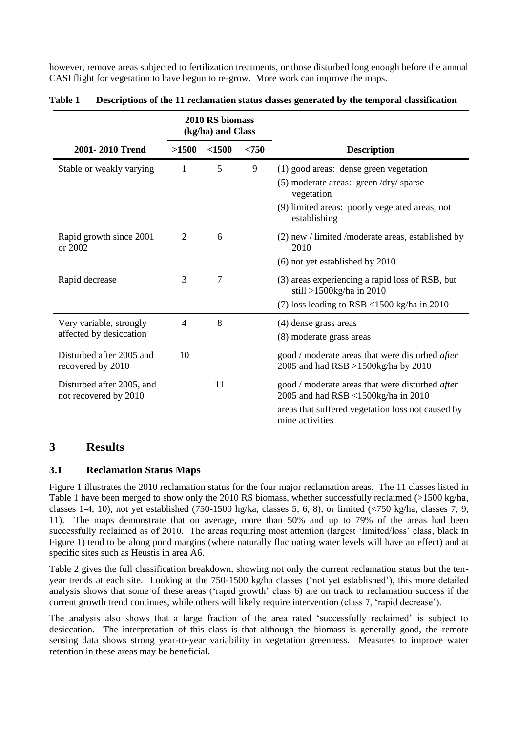however, remove areas subjected to fertilization treatments, or those disturbed long enough before the annual CASI flight for vegetation to have begun to re-grow. More work can improve the maps.

**Table 1 Descriptions of the 11 reclamation status classes generated by the temporal classification**

| | 2010 RS biomass (kg/ha) and Class | | | |
|---|---|---|---|---|
| **2001- 2010 Trend** | **>1500** | **<1500** | **<750** | **Description** |
| Stable or weakly varying | 1 | 5 | 9 | (1) good areas: dense green vegetation<br>(5) moderate areas: green /dry/ sparse vegetation<br>(9) limited areas: poorly vegetated areas, not establishing |
| Rapid growth since 2001 or 2002 | 2 | 6 | | (2) new / limited /moderate areas, established by 2010<br>(6) not yet established by 2010 |
| Rapid decrease | 3 | 7 | | (3) areas experiencing a rapid loss of RSB, but still >1500kg/ha in 2010<br>(7) loss leading to RSB <1500 kg/ha in 2010 |
| Very variable, strongly affected by desiccation | 4 | 8 | | (4) dense grass areas<br>(8) moderate grass areas |
| Disturbed after 2005 and recovered by 2010 | 10 | | | good / moderate areas that were disturbed *after* 2005 and had RSB >1500kg/ha by 2010 |
| Disturbed after 2005, and not recovered by 2010 | | 11 | | good / moderate areas that were disturbed *after* 2005 and had RSB <1500kg/ha in 2010<br>areas that suffered vegetation loss not caused by mine activities |

# 3 Results

## 3.1 Reclamation Status Maps

Figure 1 illustrates the 2010 reclamation status for the four major reclamation areas. The 11 classes listed in Table 1 have been merged to show only the 2010 RS biomass, whether successfully reclaimed (>1500 kg/ha, classes 1-4, 10), not yet established (750-1500 hg/ka, classes 5, 6, 8), or limited (<750 kg/ha, classes 7, 9, 11). The maps demonstrate that on average, more than 50% and up to 79% of the areas had been successfully reclaimed as of 2010. The areas requiring most attention (largest 'limited/loss' class, black in Figure 1) tend to be along pond margins (where naturally fluctuating water levels will have an effect) and at specific sites such as Heustis in area A6.

Table 2 gives the full classification breakdown, showing not only the current reclamation status but the ten-year trends at each site. Looking at the 750-1500 kg/ha classes ('not yet established'), this more detailed analysis shows that some of these areas ('rapid growth' class 6) are on track to reclamation success if the current growth trend continues, while others will likely require intervention (class 7, 'rapid decrease').

The analysis also shows that a large fraction of the area rated 'successfully reclaimed' is subject to desiccation. The interpretation of this class is that although the biomass is generally good, the remote sensing data shows strong year-to-year variability in vegetation greenness. Measures to improve water retention in these areas may be beneficial.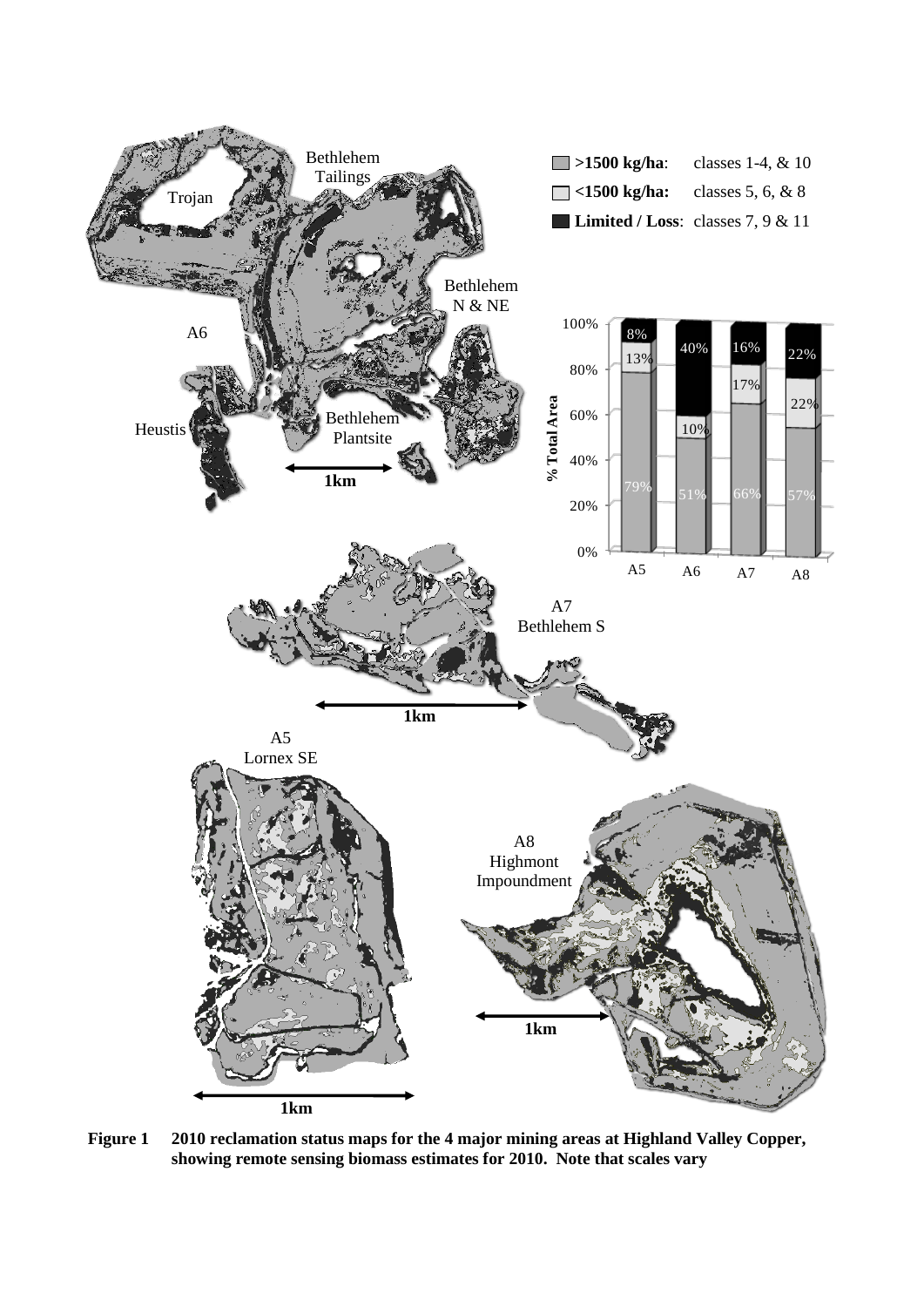**Figure 1 2010 reclamation status maps for the 4 major mining areas at Highland Valley Copper, showing remote sensing biomass estimates for 2010. Note that scales vary**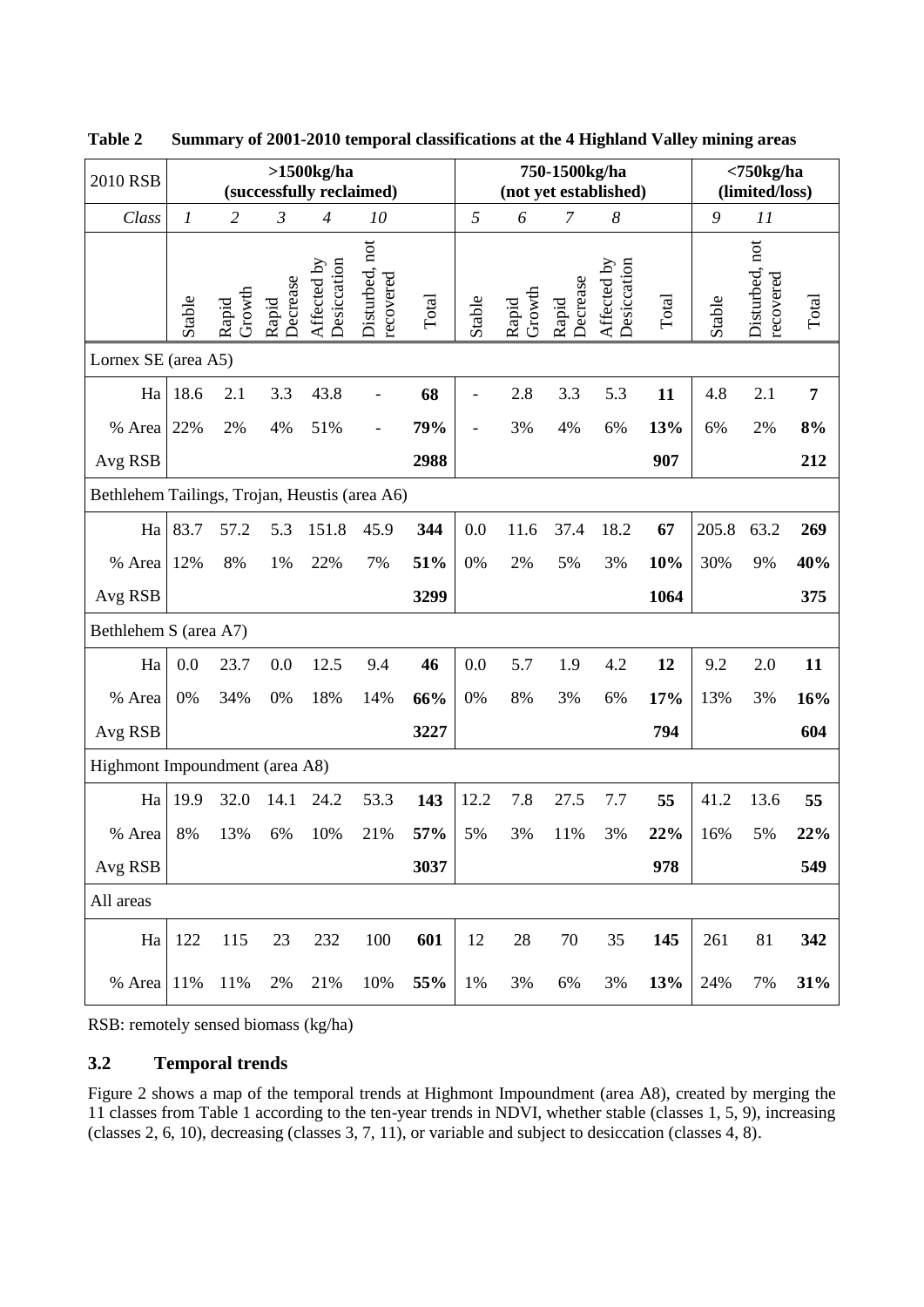**Table 2 Summary of 2001-2010 temporal classifications at the 4 Highland Valley mining areas**

| 2010 RSB | >1500kg/ha (successfully reclaimed) | | | | | | 750-1500kg/ha (not yet established) | | | | | <750kg/ha (limited/loss) | | |
|---|---|---|---|---|---|---|---|---|---|---|---|---|---|---|
| *Class* | *1* | *2* | *3* | *4* | *10* | | *5* | *6* | *7* | *8* | | *9* | *11* | |
| | Stable | Rapid Growth | Rapid Decrease | Affected by Desiccation | Disturbed, not recovered | Total | Stable | Rapid Growth | Rapid Decrease | Affected by Desiccation | Total | Stable | Disturbed, not recovered | Total |
| Lornex SE (area A5) | | | | | | | | | | | | | | |
| Ha | 18.6 | 2.1 | 3.3 | 43.8 | - | **68** | - | 2.8 | 3.3 | 5.3 | **11** | 4.8 | 2.1 | **7** |
| % Area | 22% | 2% | 4% | 51% | - | **79%** | - | 3% | 4% | 6% | **13%** | 6% | 2% | **8%** |
| Avg RSB | | | | | | **2988** | | | | | **907** | | | **212** |
| Bethlehem Tailings, Trojan, Heustis (area A6) | | | | | | | | | | | | | | |
| Ha | 83.7 | 57.2 | 5.3 | 151.8 | 45.9 | **344** | 0.0 | 11.6 | 37.4 | 18.2 | **67** | 205.8 | 63.2 | **269** |
| % Area | 12% | 8% | 1% | 22% | 7% | **51%** | 0% | 2% | 5% | 3% | **10%** | 30% | 9% | **40%** |
| Avg RSB | | | | | | **3299** | | | | | **1064** | | | **375** |
| Bethlehem S (area A7) | | | | | | | | | | | | | | |
| Ha | 0.0 | 23.7 | 0.0 | 12.5 | 9.4 | **46** | 0.0 | 5.7 | 1.9 | 4.2 | **12** | 9.2 | 2.0 | **11** |
| % Area | 0% | 34% | 0% | 18% | 14% | **66%** | 0% | 8% | 3% | 6% | **17%** | 13% | 3% | **16%** |
| Avg RSB | | | | | | **3227** | | | | | **794** | | | **604** |
| Highmont Impoundment (area A8) | | | | | | | | | | | | | | |
| Ha | 19.9 | 32.0 | 14.1 | 24.2 | 53.3 | **143** | 12.2 | 7.8 | 27.5 | 7.7 | **55** | 41.2 | 13.6 | **55** |
| % Area | 8% | 13% | 6% | 10% | 21% | **57%** | 5% | 3% | 11% | 3% | **22%** | 16% | 5% | **22%** |
| Avg RSB | | | | | | **3037** | | | | | **978** | | | **549** |
| All areas | | | | | | | | | | | | | | |
| Ha | 122 | 115 | 23 | 232 | 100 | **601** | 12 | 28 | 70 | 35 | **145** | 261 | 81 | **342** |
| % Area | 11% | 11% | 2% | 21% | 10% | **55%** | 1% | 3% | 6% | 3% | **13%** | 24% | 7% | **31%** |

RSB: remotely sensed biomass (kg/ha)

### 3.2 Temporal trends

Figure 2 shows a map of the temporal trends at Highmont Impoundment (area A8), created by merging the 11 classes from Table 1 according to the ten-year trends in NDVI, whether stable (classes 1, 5, 9), increasing (classes 2, 6, 10), decreasing (classes 3, 7, 11), or variable and subject to desiccation (classes 4, 8).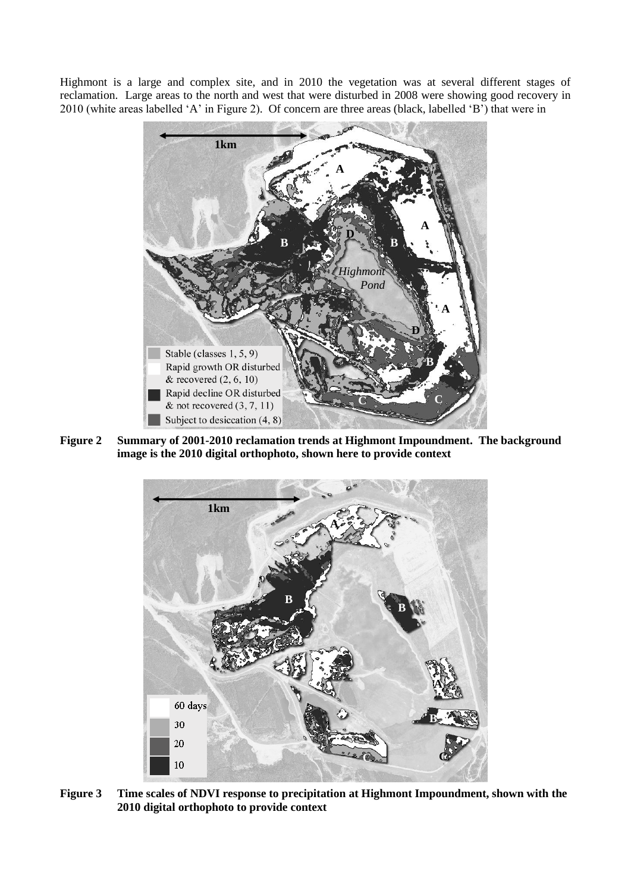Highmont is a large and complex site, and in 2010 the vegetation was at several different stages of reclamation. Large areas to the north and west that were disturbed in 2008 were showing good recovery in 2010 (white areas labelled 'A' in Figure 2). Of concern are three areas (black, labelled 'B') that were in

**Figure 2 Summary of 2001-2010 reclamation trends at Highmont Impoundment. The background image is the 2010 digital orthophoto, shown here to provide context**

**Figure 3 Time scales of NDVI response to precipitation at Highmont Impoundment, shown with the 2010 digital orthophoto to provide context**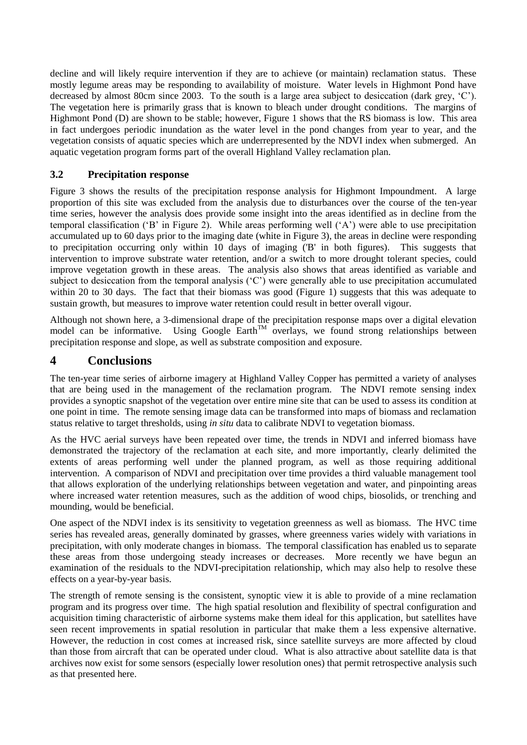decline and will likely require intervention if they are to achieve (or maintain) reclamation status. These mostly legume areas may be responding to availability of moisture. Water levels in Highmont Pond have decreased by almost 80cm since 2003. To the south is a large area subject to desiccation (dark grey, 'C'). The vegetation here is primarily grass that is known to bleach under drought conditions. The margins of Highmont Pond (D) are shown to be stable; however, Figure 1 shows that the RS biomass is low. This area in fact undergoes periodic inundation as the water level in the pond changes from year to year, and the vegetation consists of aquatic species which are underrepresented by the NDVI index when submerged. An aquatic vegetation program forms part of the overall Highland Valley reclamation plan.

### 3.2 Precipitation response

Figure 3 shows the results of the precipitation response analysis for Highmont Impoundment. A large proportion of this site was excluded from the analysis due to disturbances over the course of the ten-year time series, however the analysis does provide some insight into the areas identified as in decline from the temporal classification ('B' in Figure 2). While areas performing well ('A') were able to use precipitation accumulated up to 60 days prior to the imaging date (white in Figure 3), the areas in decline were responding to precipitation occurring only within 10 days of imaging ('B' in both figures). This suggests that intervention to improve substrate water retention, and/or a switch to more drought tolerant species, could improve vegetation growth in these areas. The analysis also shows that areas identified as variable and subject to desiccation from the temporal analysis ('C') were generally able to use precipitation accumulated within 20 to 30 days. The fact that their biomass was good (Figure 1) suggests that this was adequate to sustain growth, but measures to improve water retention could result in better overall vigour.

Although not shown here, a 3-dimensional drape of the precipitation response maps over a digital elevation model can be informative. Using Google Earth™ overlays, we found strong relationships between precipitation response and slope, as well as substrate composition and exposure.

## 4 Conclusions

The ten-year time series of airborne imagery at Highland Valley Copper has permitted a variety of analyses that are being used in the management of the reclamation program. The NDVI remote sensing index provides a synoptic snapshot of the vegetation over entire mine site that can be used to assess its condition at one point in time. The remote sensing image data can be transformed into maps of biomass and reclamation status relative to target thresholds, using *in situ* data to calibrate NDVI to vegetation biomass.

As the HVC aerial surveys have been repeated over time, the trends in NDVI and inferred biomass have demonstrated the trajectory of the reclamation at each site, and more importantly, clearly delimited the extents of areas performing well under the planned program, as well as those requiring additional intervention. A comparison of NDVI and precipitation over time provides a third valuable management tool that allows exploration of the underlying relationships between vegetation and water, and pinpointing areas where increased water retention measures, such as the addition of wood chips, biosolids, or trenching and mounding, would be beneficial.

One aspect of the NDVI index is its sensitivity to vegetation greenness as well as biomass. The HVC time series has revealed areas, generally dominated by grasses, where greenness varies widely with variations in precipitation, with only moderate changes in biomass. The temporal classification has enabled us to separate these areas from those undergoing steady increases or decreases. More recently we have begun an examination of the residuals to the NDVI-precipitation relationship, which may also help to resolve these effects on a year-by-year basis.

The strength of remote sensing is the consistent, synoptic view it is able to provide of a mine reclamation program and its progress over time. The high spatial resolution and flexibility of spectral configuration and acquisition timing characteristic of airborne systems make them ideal for this application, but satellites have seen recent improvements in spatial resolution in particular that make them a less expensive alternative. However, the reduction in cost comes at increased risk, since satellite surveys are more affected by cloud than those from aircraft that can be operated under cloud. What is also attractive about satellite data is that archives now exist for some sensors (especially lower resolution ones) that permit retrospective analysis such as that presented here.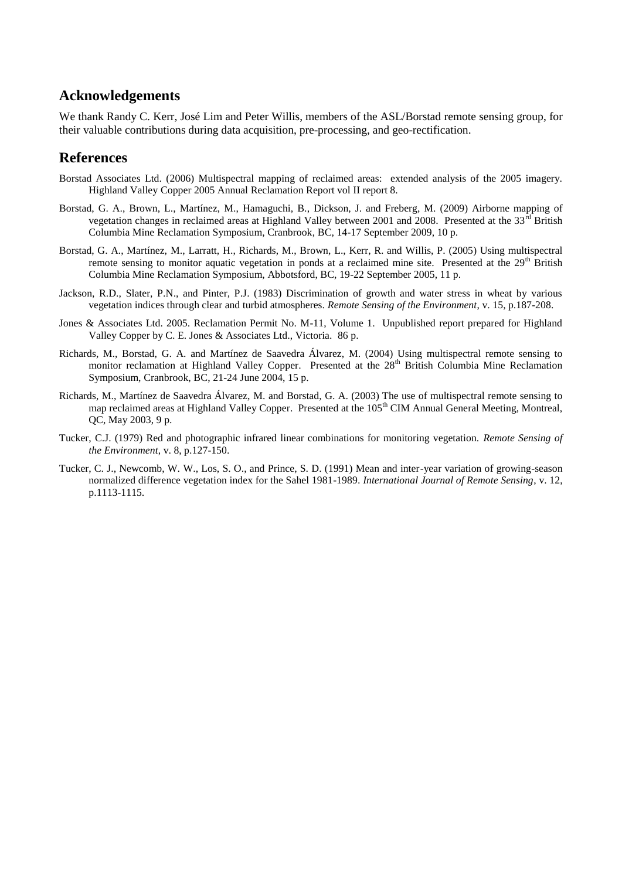## Acknowledgements

We thank Randy C. Kerr, José Lim and Peter Willis, members of the ASL/Borstad remote sensing group, for their valuable contributions during data acquisition, pre-processing, and geo-rectification.

## References

Borstad Associates Ltd. (2006) Multispectral mapping of reclaimed areas: extended analysis of the 2005 imagery. Highland Valley Copper 2005 Annual Reclamation Report vol II report 8.

Borstad, G. A., Brown, L., Martínez, M., Hamaguchi, B., Dickson, J. and Freberg, M. (2009) Airborne mapping of vegetation changes in reclaimed areas at Highland Valley between 2001 and 2008. Presented at the 33rd British Columbia Mine Reclamation Symposium, Cranbrook, BC, 14-17 September 2009, 10 p.

Borstad, G. A., Martínez, M., Larratt, H., Richards, M., Brown, L., Kerr, R. and Willis, P. (2005) Using multispectral remote sensing to monitor aquatic vegetation in ponds at a reclaimed mine site. Presented at the 29th British Columbia Mine Reclamation Symposium, Abbotsford, BC, 19-22 September 2005, 11 p.

Jackson, R.D., Slater, P.N., and Pinter, P.J. (1983) Discrimination of growth and water stress in wheat by various vegetation indices through clear and turbid atmospheres. *Remote Sensing of the Environment*, v. 15, p.187-208.

Jones & Associates Ltd. 2005. Reclamation Permit No. M-11, Volume 1. Unpublished report prepared for Highland Valley Copper by C. E. Jones & Associates Ltd., Victoria. 86 p.

Richards, M., Borstad, G. A. and Martínez de Saavedra Álvarez, M. (2004) Using multispectral remote sensing to monitor reclamation at Highland Valley Copper. Presented at the 28th British Columbia Mine Reclamation Symposium, Cranbrook, BC, 21-24 June 2004, 15 p.

Richards, M., Martínez de Saavedra Álvarez, M. and Borstad, G. A. (2003) The use of multispectral remote sensing to map reclaimed areas at Highland Valley Copper. Presented at the 105th CIM Annual General Meeting, Montreal, QC, May 2003, 9 p.

Tucker, C.J. (1979) Red and photographic infrared linear combinations for monitoring vegetation. *Remote Sensing of the Environment*, v. 8, p.127-150.

Tucker, C. J., Newcomb, W. W., Los, S. O., and Prince, S. D. (1991) Mean and inter-year variation of growing-season normalized difference vegetation index for the Sahel 1981-1989. *International Journal of Remote Sensing*, v. 12, p.1113-1115.